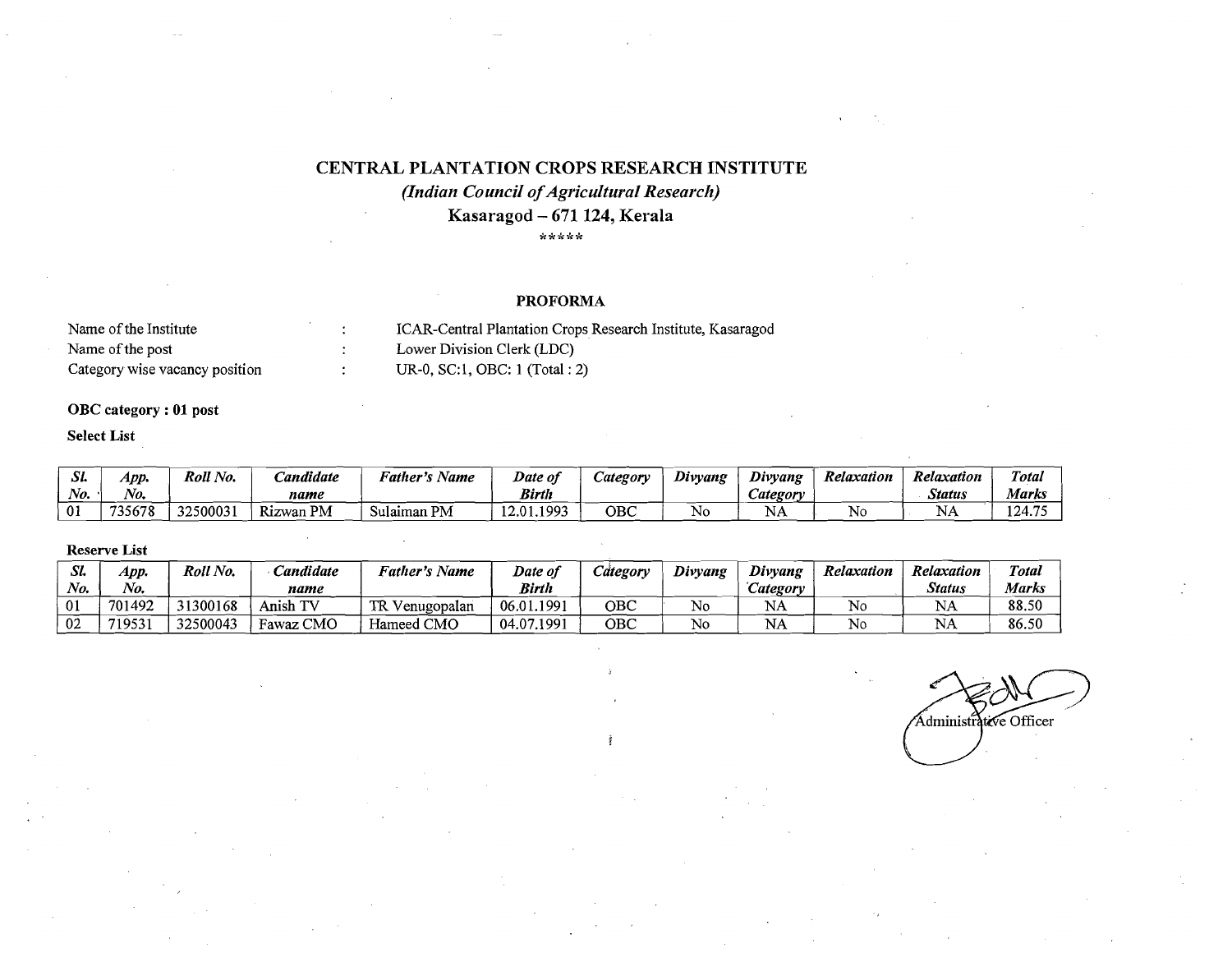# CENTRAL PLANTATION CROPS RESEARCH INSTITUTE

*(Indian Council of Agricultural Research)*

**Kasaragod – 671 124, Kerala**

\*\*\*\*\*

**PROFORMA**

Name of the Institute : ICAR-Central Plantation Crops Research Institute, Kasaragod

Name of the post : Lower Division Clerk (LDC)

Category wise vacancy position : UR-0, SC:1, OBC: 1 (Total : 2)

**OBC category : 01 post**

**Select List**

| *Sl. No.* | *App. No.* | *Roll No.* | *Candidate name* | *Father's Name* | *Date of Birth* | *Category* | *Divyang* | *Divyang Category* | *Relaxation* | *Relaxation Status* | *Total Marks* |
|---|---|---|---|---|---|---|---|---|---|---|---|
| 01 | 735678 | 32500031 | Rizwan PM | Sulaiman PM | 12.01.1993 | OBC | No | NA | No | NA | 124.75 |

**Reserve List**

| *Sl. No.* | *App. No.* | *Roll No.* | *Candidate name* | *Father's Name* | *Date of Birth* | *Category* | *Divyang* | *Divyang Category* | *Relaxation* | *Relaxation Status* | *Total Marks* |
|---|---|---|---|---|---|---|---|---|---|---|---|
| 01 | 701492 | 31300168 | Anish TV | TR Venugopalan | 06.01.1991 | OBC | No | NA | No | NA | 88.50 |
| 02 | 719531 | 32500043 | Fawaz CMO | Hameed CMO | 04.07.1991 | OBC | No | NA | No | NA | 86.50 |

Administrative Officer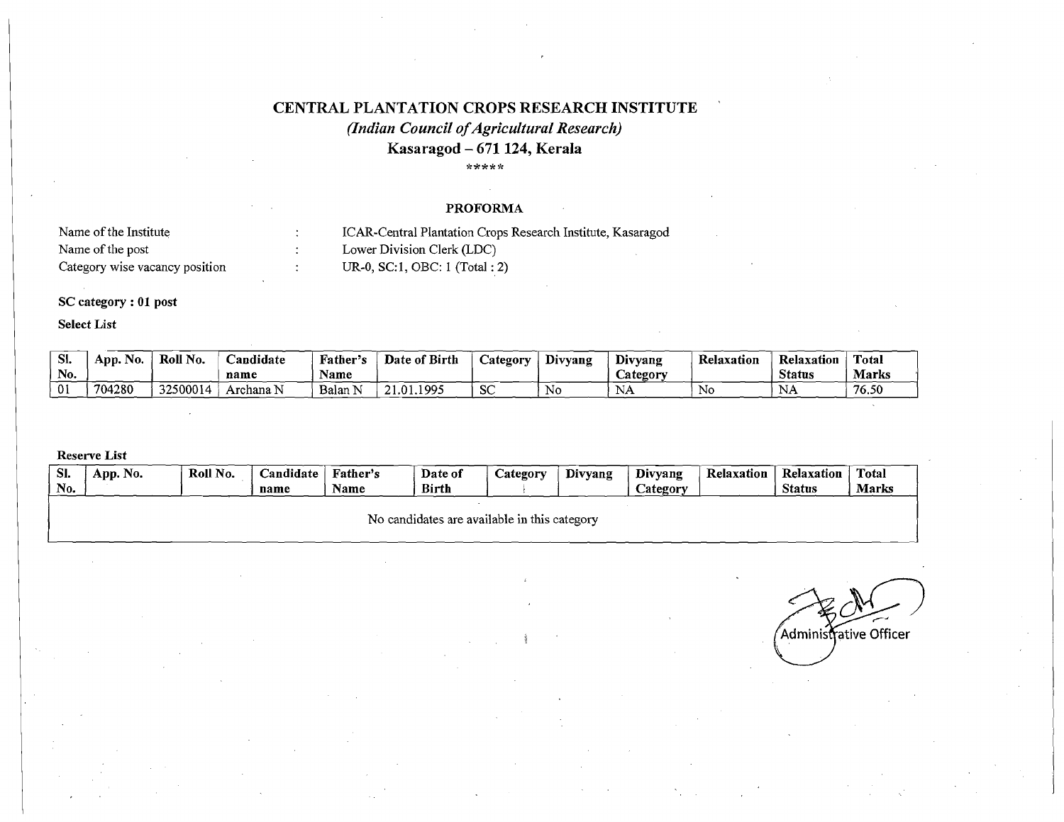# CENTRAL PLANTATION CROPS RESEARCH INSTITUTE

*(Indian Council of Agricultural Research)*

**Kasaragod – 671 124, Kerala**

\*\*\*\*\*

**PROFORMA**

| | | |
|---|---|---|
| Name of the Institute | : | ICAR-Central Plantation Crops Research Institute, Kasaragod |
| Name of the post | : | Lower Division Clerk (LDC) |
| Category wise vacancy position | : | UR-0, SC:1, OBC: 1 (Total : 2) |

**SC category : 01 post**

**Select List**

| Sl. No. | App. No. | Roll No. | Candidate name | Father's Name | Date of Birth | Category | Divyang | Divyang Category | Relaxation | Relaxation Status | Total Marks |
|---|---|---|---|---|---|---|---|---|---|---|---|
| 01 | 704280 | 32500014 | Archana N | Balan N | 21.01.1995 | SC | No | NA | No | NA | 76.50 |

**Reserve List**

| Sl. No. | App. No. | Roll No. | Candidate name | Father's Name | Date of Birth | Category | Divyang | Divyang Category | Relaxation | Relaxation Status | Total Marks |
|---|---|---|---|---|---|---|---|---|---|---|---|
| No candidates are available in this category | | | | | | | | | | | |

Administrative Officer